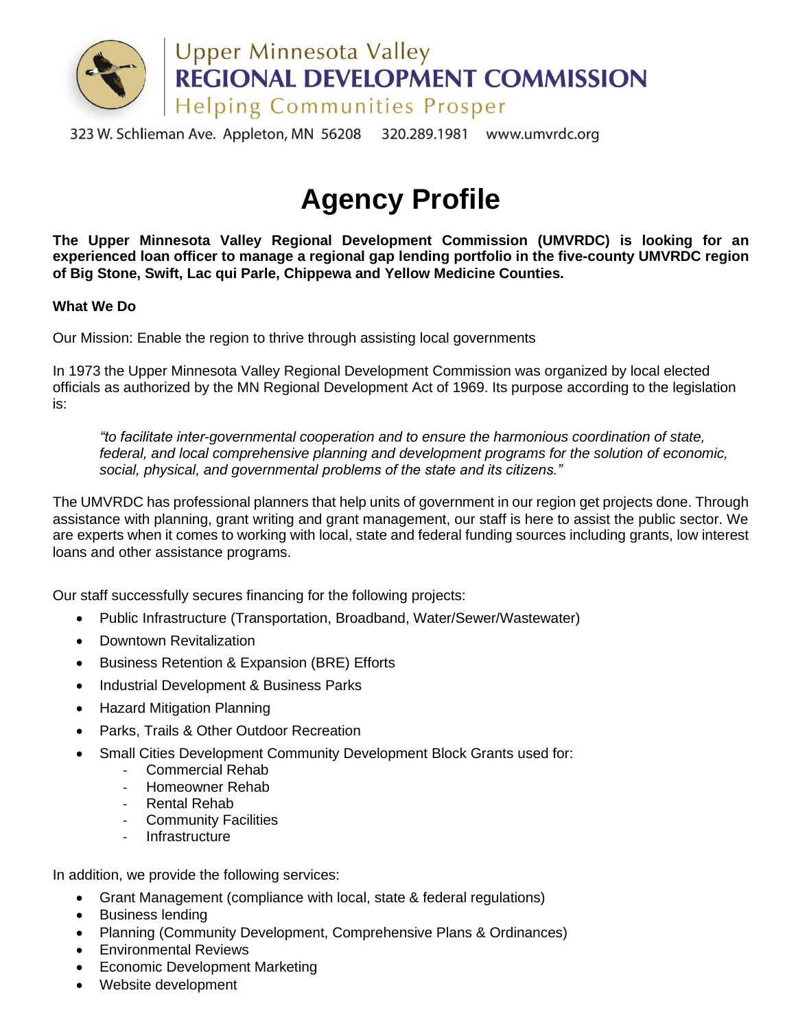Upper Minnesota Valley
**REGIONAL DEVELOPMENT COMMISSION**
Helping Communities Prosper

323 W. Schlieman Ave. Appleton, MN 56208 320.289.1981 www.umvrdc.org

# Agency Profile

**The Upper Minnesota Valley Regional Development Commission (UMVRDC) is looking for an experienced loan officer to manage a regional gap lending portfolio in the five-county UMVRDC region of Big Stone, Swift, Lac qui Parle, Chippewa and Yellow Medicine Counties.**

**What We Do**

Our Mission: Enable the region to thrive through assisting local governments

In 1973 the Upper Minnesota Valley Regional Development Commission was organized by local elected officials as authorized by the MN Regional Development Act of 1969. Its purpose according to the legislation is:

> *"to facilitate inter-governmental cooperation and to ensure the harmonious coordination of state, federal, and local comprehensive planning and development programs for the solution of economic, social, physical, and governmental problems of the state and its citizens."*

The UMVRDC has professional planners that help units of government in our region get projects done. Through assistance with planning, grant writing and grant management, our staff is here to assist the public sector. We are experts when it comes to working with local, state and federal funding sources including grants, low interest loans and other assistance programs.

Our staff successfully secures financing for the following projects:

- Public Infrastructure (Transportation, Broadband, Water/Sewer/Wastewater)
- Downtown Revitalization
- Business Retention & Expansion (BRE) Efforts
- Industrial Development & Business Parks
- Hazard Mitigation Planning
- Parks, Trails & Other Outdoor Recreation
- Small Cities Development Community Development Block Grants used for:
  - Commercial Rehab
  - Homeowner Rehab
  - Rental Rehab
  - Community Facilities
  - Infrastructure

In addition, we provide the following services:

- Grant Management (compliance with local, state & federal regulations)
- Business lending
- Planning (Community Development, Comprehensive Plans & Ordinances)
- Environmental Reviews
- Economic Development Marketing
- Website development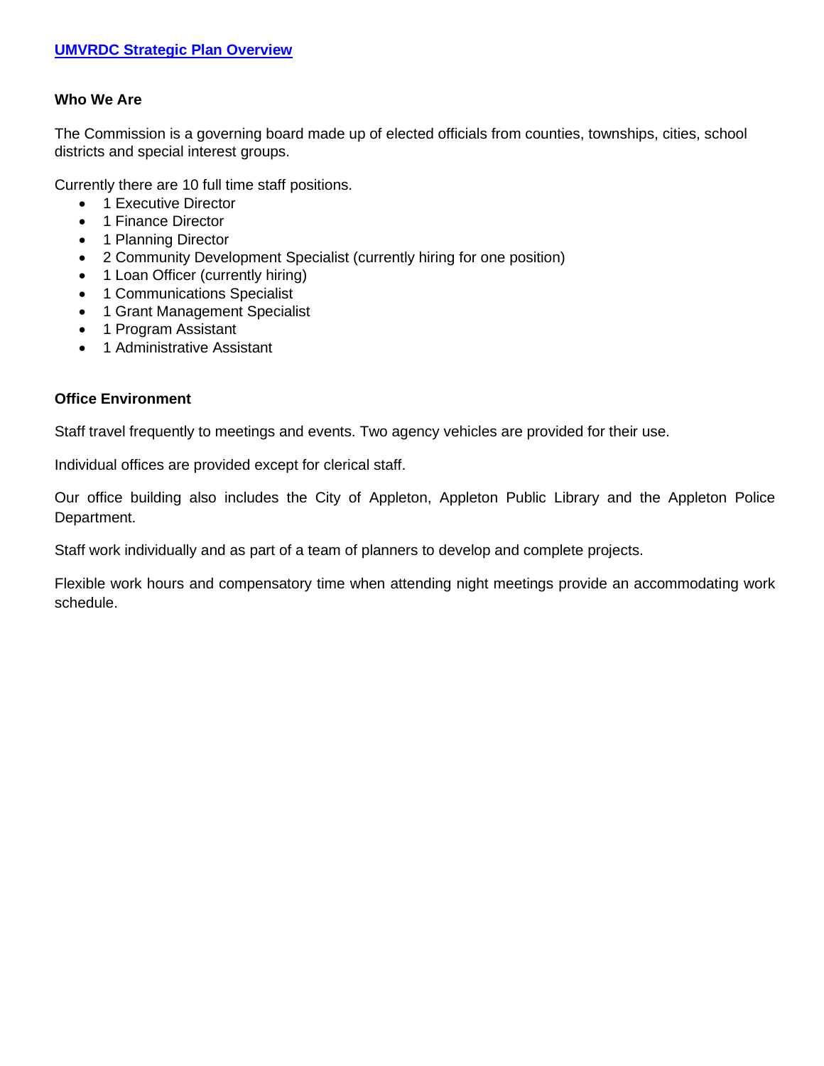**UMVRDC Strategic Plan Overview**

**Who We Are**

The Commission is a governing board made up of elected officials from counties, townships, cities, school districts and special interest groups.

Currently there are 10 full time staff positions.

- 1 Executive Director
- 1 Finance Director
- 1 Planning Director
- 2 Community Development Specialist (currently hiring for one position)
- 1 Loan Officer (currently hiring)
- 1 Communications Specialist
- 1 Grant Management Specialist
- 1 Program Assistant
- 1 Administrative Assistant

**Office Environment**

Staff travel frequently to meetings and events. Two agency vehicles are provided for their use.

Individual offices are provided except for clerical staff.

Our office building also includes the City of Appleton, Appleton Public Library and the Appleton Police Department.

Staff work individually and as part of a team of planners to develop and complete projects.

Flexible work hours and compensatory time when attending night meetings provide an accommodating work schedule.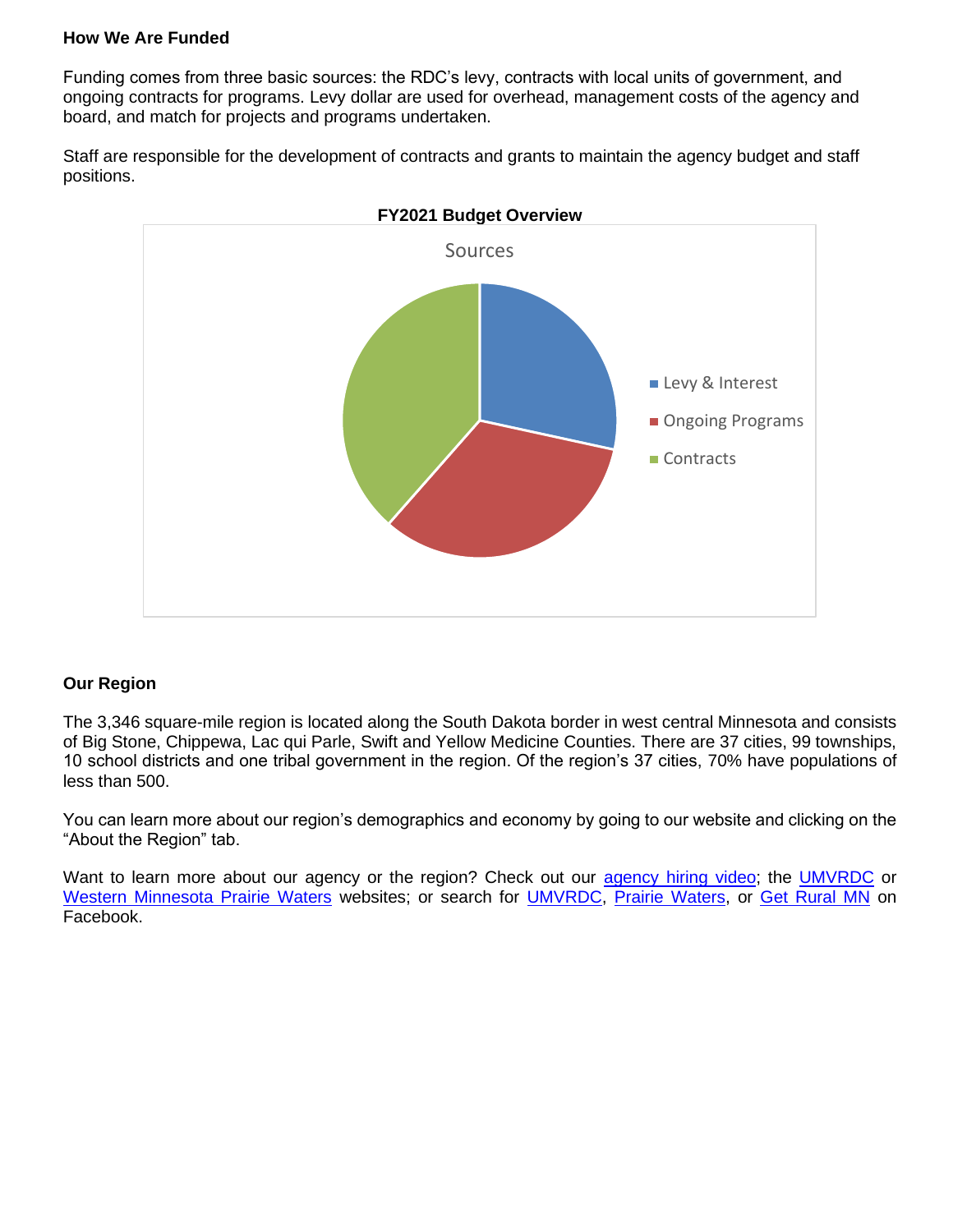**How We Are Funded**

Funding comes from three basic sources: the RDC's levy, contracts with local units of government, and ongoing contracts for programs. Levy dollar are used for overhead, management costs of the agency and board, and match for projects and programs undertaken.

Staff are responsible for the development of contracts and grants to maintain the agency budget and staff positions.

**FY2021 Budget Overview**

Sources

Levy & Interest

Ongoing Programs

Contracts

**Our Region**

The 3,346 square-mile region is located along the South Dakota border in west central Minnesota and consists of Big Stone, Chippewa, Lac qui Parle, Swift and Yellow Medicine Counties. There are 37 cities, 99 townships, 10 school districts and one tribal government in the region. Of the region's 37 cities, 70% have populations of less than 500.

You can learn more about our region's demographics and economy by going to our website and clicking on the "About the Region" tab.

Want to learn more about our agency or the region? Check out our agency hiring video; the UMVRDC or Western Minnesota Prairie Waters websites; or search for UMVRDC, Prairie Waters, or Get Rural MN on Facebook.